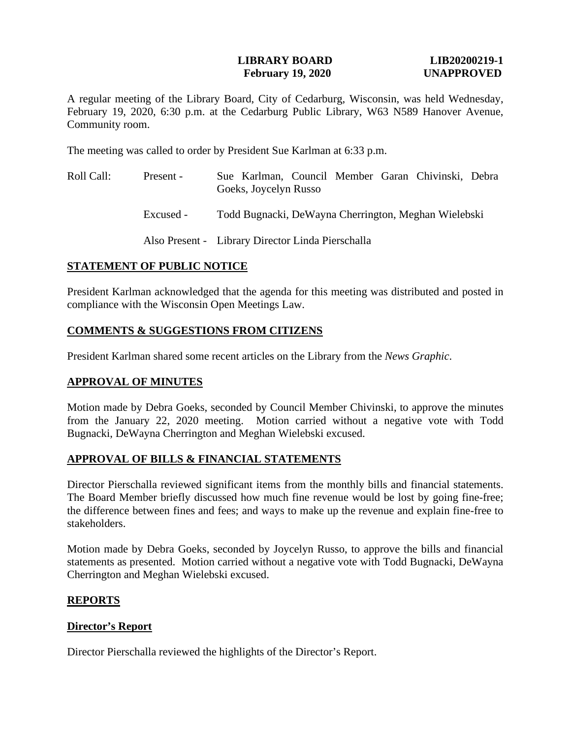**LIBRARY BOARD** **LIB20200219-1**
**February 19, 2020** **UNAPPROVED**

A regular meeting of the Library Board, City of Cedarburg, Wisconsin, was held Wednesday, February 19, 2020, 6:30 p.m. at the Cedarburg Public Library, W63 N589 Hanover Avenue, Community room.

The meeting was called to order by President Sue Karlman at 6:33 p.m.

| | | |
|---|---|---|
| Roll Call: | Present - | Sue Karlman, Council Member Garan Chivinski, Debra Goeks, Joycelyn Russo |
| | Excused - | Todd Bugnacki, DeWayna Cherrington, Meghan Wielebski |
| | Also Present - | Library Director Linda Pierschalla |

## STATEMENT OF PUBLIC NOTICE

President Karlman acknowledged that the agenda for this meeting was distributed and posted in compliance with the Wisconsin Open Meetings Law.

## COMMENTS & SUGGESTIONS FROM CITIZENS

President Karlman shared some recent articles on the Library from the *News Graphic*.

## APPROVAL OF MINUTES

Motion made by Debra Goeks, seconded by Council Member Chivinski, to approve the minutes from the January 22, 2020 meeting. Motion carried without a negative vote with Todd Bugnacki, DeWayna Cherrington and Meghan Wielebski excused.

## APPROVAL OF BILLS & FINANCIAL STATEMENTS

Director Pierschalla reviewed significant items from the monthly bills and financial statements. The Board Member briefly discussed how much fine revenue would be lost by going fine-free; the difference between fines and fees; and ways to make up the revenue and explain fine-free to stakeholders.

Motion made by Debra Goeks, seconded by Joycelyn Russo, to approve the bills and financial statements as presented. Motion carried without a negative vote with Todd Bugnacki, DeWayna Cherrington and Meghan Wielebski excused.

## REPORTS

### Director's Report

Director Pierschalla reviewed the highlights of the Director's Report.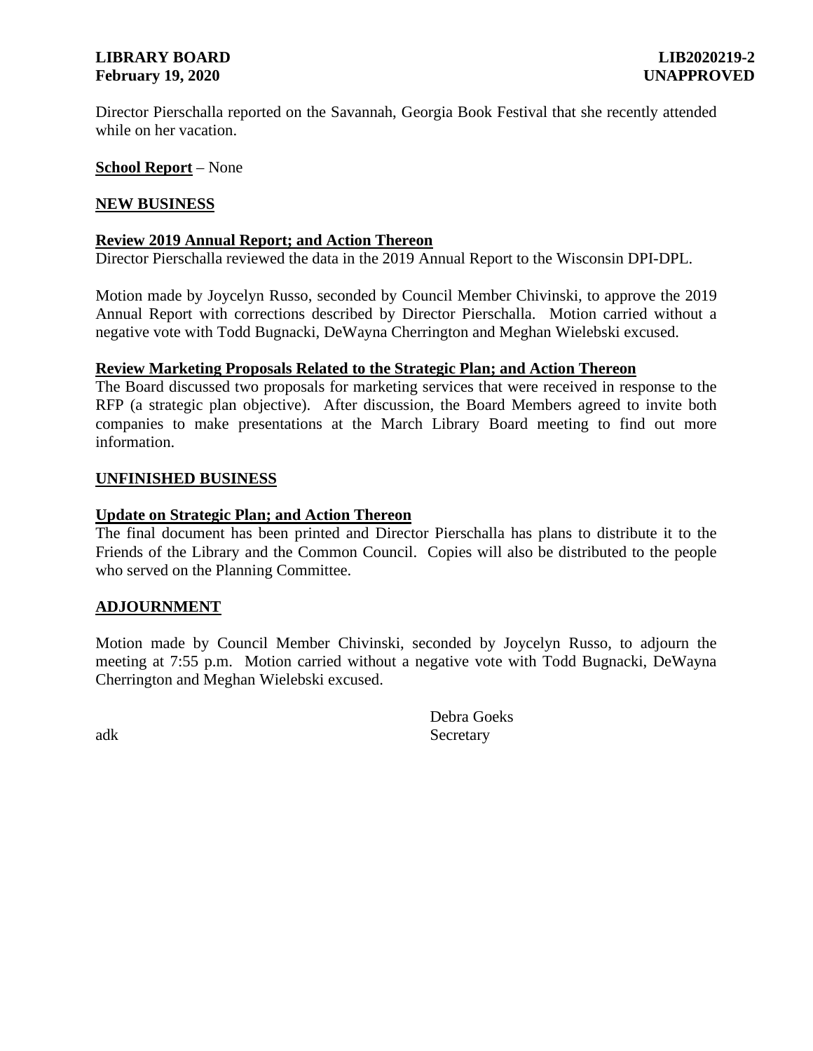Director Pierschalla reported on the Savannah, Georgia Book Festival that she recently attended while on her vacation.

**School Report** – None

**NEW BUSINESS**

**Review 2019 Annual Report; and Action Thereon**
Director Pierschalla reviewed the data in the 2019 Annual Report to the Wisconsin DPI-DPL.

Motion made by Joycelyn Russo, seconded by Council Member Chivinski, to approve the 2019 Annual Report with corrections described by Director Pierschalla. Motion carried without a negative vote with Todd Bugnacki, DeWayna Cherrington and Meghan Wielebski excused.

**Review Marketing Proposals Related to the Strategic Plan; and Action Thereon**
The Board discussed two proposals for marketing services that were received in response to the RFP (a strategic plan objective). After discussion, the Board Members agreed to invite both companies to make presentations at the March Library Board meeting to find out more information.

**UNFINISHED BUSINESS**

**Update on Strategic Plan; and Action Thereon**
The final document has been printed and Director Pierschalla has plans to distribute it to the Friends of the Library and the Common Council. Copies will also be distributed to the people who served on the Planning Committee.

**ADJOURNMENT**

Motion made by Council Member Chivinski, seconded by Joycelyn Russo, to adjourn the meeting at 7:55 p.m. Motion carried without a negative vote with Todd Bugnacki, DeWayna Cherrington and Meghan Wielebski excused.

Debra Goeks
Secretary

adk